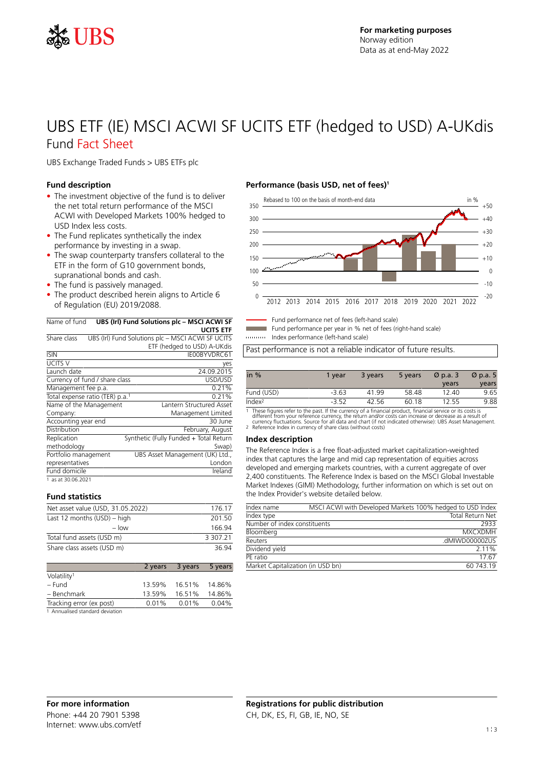For marketing purposes
Norway edition
Data as at end-May 2022

# UBS ETF (IE) MSCI ACWI SF UCITS ETF (hedged to USD) A-UKdis

## Fund Fact Sheet

UBS Exchange Traded Funds > UBS ETFs plc

### Fund description

- The investment objective of the fund is to deliver the net total return performance of the MSCI ACWI with Developed Markets 100% hedged to USD Index less costs.
- The Fund replicates synthetically the index performance by investing in a swap.
- The swap counterparty transfers collateral to the ETF in the form of G10 government bonds, supranational bonds and cash.
- The fund is passively managed.
- The product described herein aligns to Article 6 of Regulation (EU) 2019/2088.

| Name of fund | UBS (Irl) Fund Solutions plc – MSCI ACWI SF UCITS ETF |
|---|---|
| Share class | UBS (Irl) Fund Solutions plc – MSCI ACWI SF UCITS ETF (hedged to USD) A-UKdis |
| ISIN | IE00BYVDRC61 |
| UCITS V | yes |
| Launch date | 24.09.2015 |
| Currency of fund / share class | USD/USD |
| Management fee p.a. | 0.21% |
| Total expense ratio (TER) p.a.[1] | 0.21% |
| Name of the Management Company: | Lantern Structured Asset Management Limited |
| Accounting year end | 30 June |
| Distribution | February, August |
| Replication methodology | Synthetic (Fully Funded + Total Return Swap) |
| Portfolio management representatives | UBS Asset Management (UK) Ltd., London |
| Fund domicile | Ireland |

1 as at 30.06.2021

### Fund statistics

| | |
|---|---|
| Net asset value (USD, 31.05.2022) | 176.17 |
| Last 12 months (USD) – high | 201.50 |
| – low | 166.94 |
| Total fund assets (USD m) | 3 307.21 |
| Share class assets (USD m) | 36.94 |

| | 2 years | 3 years | 5 years |
|---|---|---|---|
| Volatility[1] | | | |
| – Fund | 13.59% | 16.51% | 14.86% |
| – Benchmark | 13.59% | 16.51% | 14.86% |
| Tracking error (ex post) | 0.01% | 0.01% | 0.04% |

1 Annualised standard deviation

### Performance (basis USD, net of fees)[1]

Rebased to 100 on the basis of month-end data

- Fund performance net of fees (left-hand scale)
- Fund performance per year in % net of fees (right-hand scale)
- Index performance (left-hand scale)

Past performance is not a reliable indicator of future results.

| in % | 1 year | 3 years | 5 years | Ø p.a. 3 years | Ø p.a. 5 years |
|---|---|---|---|---|---|
| Fund (USD) | -3.63 | 41.99 | 58.48 | 12.40 | 9.65 |
| Index[2] | -3.52 | 42.56 | 60.18 | 12.55 | 9.88 |

1 These figures refer to the past. If the currency of a financial product, financial service or its costs is different from your reference currency, the return and/or costs can increase or decrease as a result of currency fluctuations. Source for all data and chart (if not indicated otherwise): UBS Asset Management.
2 Reference Index in currency of share class (without costs)

### Index description

The Reference Index is a free float-adjusted market capitalization-weighted index that captures the large and mid cap representation of equities across developed and emerging markets countries, with a current aggregate of over 2,400 constituents. The Reference Index is based on the MSCI Global Investable Market Indexes (GIMI) Methodology, further information on which is set out on the Index Provider's website detailed below.

| | |
|---|---|
| Index name | MSCI ACWI with Developed Markets 100% hedged to USD Index |
| Index type | Total Return Net |
| Number of index constituents | 2933 |
| Bloomberg | MXCXDMH |
| Reuters | .dMIWD00000ZUS |
| Dividend yield | 2.11% |
| PE ratio | 17.67 |
| Market Capitalization (in USD bn) | 60 743.19 |

### For more information

Phone: +44 20 7901 5398
Internet: www.ubs.com/etf

### Registrations for public distribution

CH, DK, ES, FI, GB, IE, NO, SE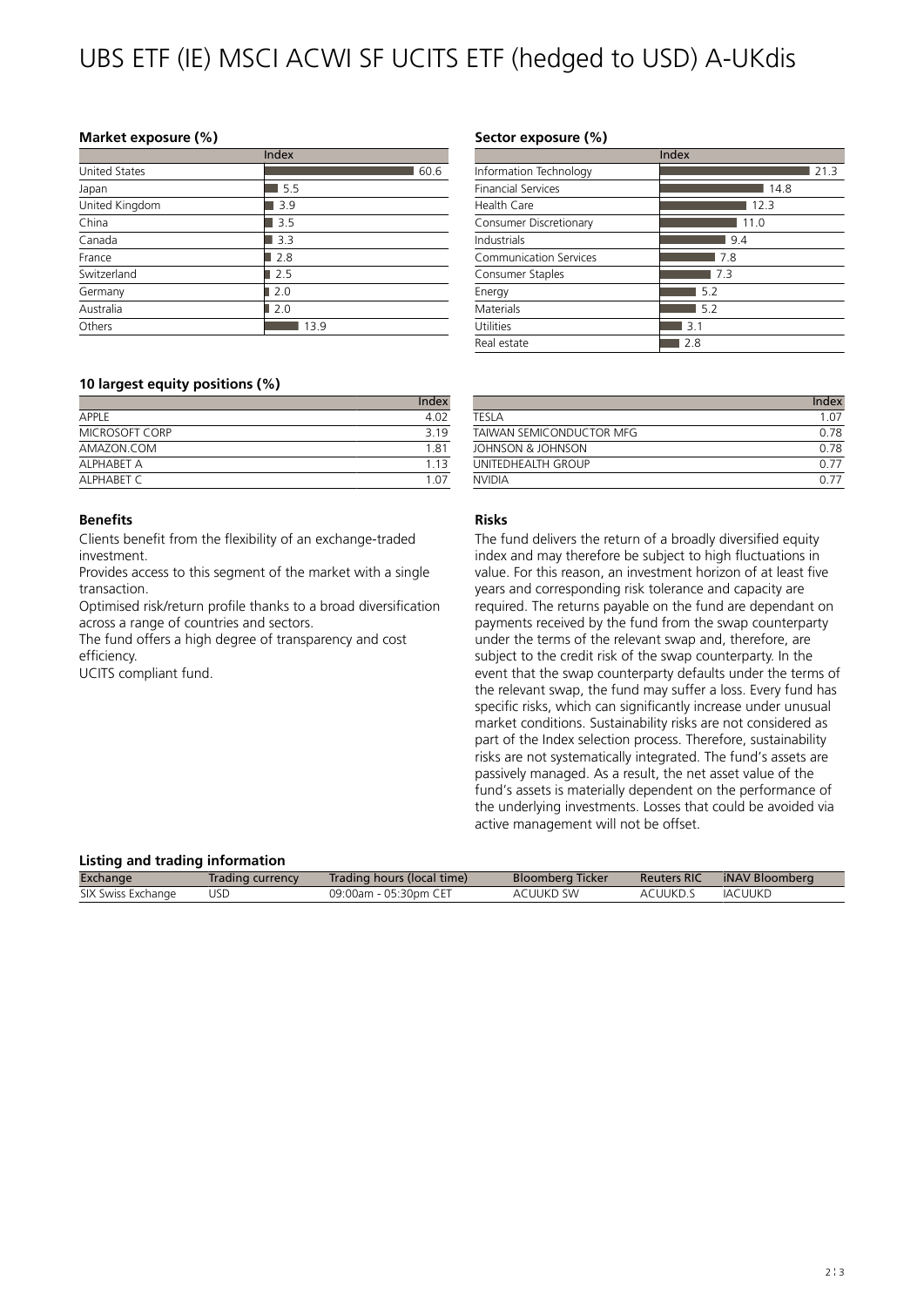# UBS ETF (IE) MSCI ACWI SF UCITS ETF (hedged to USD) A-UKdis

### Market exposure (%)

| | Index |
|---|---|
| United States | 60.6 |
| Japan | 5.5 |
| United Kingdom | 3.9 |
| China | 3.5 |
| Canada | 3.3 |
| France | 2.8 |
| Switzerland | 2.5 |
| Germany | 2.0 |
| Australia | 2.0 |
| Others | 13.9 |

### Sector exposure (%)

| | Index |
|---|---|
| Information Technology | 21.3 |
| Financial Services | 14.8 |
| Health Care | 12.3 |
| Consumer Discretionary | 11.0 |
| Industrials | 9.4 |
| Communication Services | 7.8 |
| Consumer Staples | 7.3 |
| Energy | 5.2 |
| Materials | 5.2 |
| Utilities | 3.1 |
| Real estate | 2.8 |

### 10 largest equity positions (%)

| | Index |
|---|---|
| APPLE | 4.02 |
| MICROSOFT CORP | 3.19 |
| AMAZON.COM | 1.81 |
| ALPHABET A | 1.13 |
| ALPHABET C | 1.07 |
| TESLA | 1.07 |
| TAIWAN SEMICONDUCTOR MFG | 0.78 |
| JOHNSON & JOHNSON | 0.78 |
| UNITEDHEALTH GROUP | 0.77 |
| NVIDIA | 0.77 |

### Benefits

Clients benefit from the flexibility of an exchange-traded investment.

Provides access to this segment of the market with a single transaction.

Optimised risk/return profile thanks to a broad diversification across a range of countries and sectors.

The fund offers a high degree of transparency and cost efficiency.

UCITS compliant fund.

### Risks

The fund delivers the return of a broadly diversified equity index and may therefore be subject to high fluctuations in value. For this reason, an investment horizon of at least five years and corresponding risk tolerance and capacity are required. The returns payable on the fund are dependant on payments received by the fund from the swap counterparty under the terms of the relevant swap and, therefore, are subject to the credit risk of the swap counterparty. In the event that the swap counterparty defaults under the terms of the relevant swap, the fund may suffer a loss. Every fund has specific risks, which can significantly increase under unusual market conditions. Sustainability risks are not considered as part of the Index selection process. Therefore, sustainability risks are not systematically integrated. The fund's assets are passively managed. As a result, the net asset value of the fund's assets is materially dependent on the performance of the underlying investments. Losses that could be avoided via active management will not be offset.

### Listing and trading information

| Exchange | Trading currency | Trading hours (local time) | Bloomberg Ticker | Reuters RIC | iNAV Bloomberg |
|---|---|---|---|---|---|
| SIX Swiss Exchange | USD | 09:00am - 05:30pm CET | ACUUKD SW | ACUUKD.S | IACUUKD |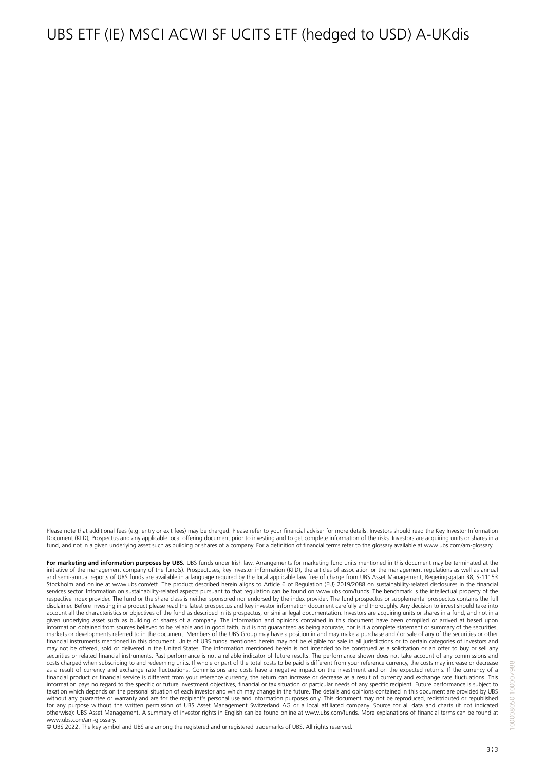# UBS ETF (IE) MSCI ACWI SF UCITS ETF (hedged to USD) A-UKdis

Please note that additional fees (e.g. entry or exit fees) may be charged. Please refer to your financial adviser for more details. Investors should read the Key Investor Information Document (KIID), Prospectus and any applicable local offering document prior to investing and to get complete information of the risks. Investors are acquiring units or shares in a fund, and not in a given underlying asset such as building or shares of a company. For a definition of financial terms refer to the glossary available at www.ubs.com/am-glossary.

**For marketing and information purposes by UBS.** UBS funds under Irish law. Arrangements for marketing fund units mentioned in this document may be terminated at the initiative of the management company of the fund(s). Prospectuses, key investor information (KIID), the articles of association or the management regulations as well as annual and semi-annual reports of UBS funds are available in a language required by the local applicable law free of charge from UBS Asset Management, Regeringsgatan 38, S-11153 Stockholm and online at www.ubs.com/etf. The product described herein aligns to Article 6 of Regulation (EU) 2019/2088 on sustainability-related disclosures in the financial services sector. Information on sustainability-related aspects pursuant to that regulation can be found on www.ubs.com/funds. The benchmark is the intellectual property of the respective index provider. The fund or the share class is neither sponsored nor endorsed by the index provider. The fund prospectus or supplemental prospectus contains the full disclaimer. Before investing in a product please read the latest prospectus and key investor information document carefully and thoroughly. Any decision to invest should take into account all the characteristics or objectives of the fund as described in its prospectus, or similar legal documentation. Investors are acquiring units or shares in a fund, and not in a given underlying asset such as building or shares of a company. The information and opinions contained in this document have been compiled or arrived at based upon information obtained from sources believed to be reliable and in good faith, but is not guaranteed as being accurate, nor is it a complete statement or summary of the securities, markets or developments referred to in the document. Members of the UBS Group may have a position in and may make a purchase and / or sale of any of the securities or other financial instruments mentioned in this document. Units of UBS funds mentioned herein may not be eligible for sale in all jurisdictions or to certain categories of investors and may not be offered, sold or delivered in the United States. The information mentioned herein is not intended to be construed as a solicitation or an offer to buy or sell any securities or related financial instruments. Past performance is not a reliable indicator of future results. The performance shown does not take account of any commissions and costs charged when subscribing to and redeeming units. If whole or part of the total costs to be paid is different from your reference currency, the costs may increase or decrease as a result of currency and exchange rate fluctuations. Commissions and costs have a negative impact on the investment and on the expected returns. If the currency of a financial product or financial service is different from your reference currency, the return can increase or decrease as a result of currency and exchange rate fluctuations. This information pays no regard to the specific or future investment objectives, financial or tax situation or particular needs of any specific recipient. Future performance is subject to taxation which depends on the personal situation of each investor and which may change in the future. The details and opinions contained in this document are provided by UBS without any guarantee or warranty and are for the recipient's personal use and information purposes only. This document may not be reproduced, redistributed or republished for any purpose without the written permission of UBS Asset Management Switzerland AG or a local affiliated company. Source for all data and charts (if not indicated otherwise): UBS Asset Management. A summary of investor rights in English can be found online at www.ubs.com/funds. More explanations of financial terms can be found at www.ubs.com/am-glossary.

© UBS 2022. The key symbol and UBS are among the registered and unregistered trademarks of UBS. All rights reserved.